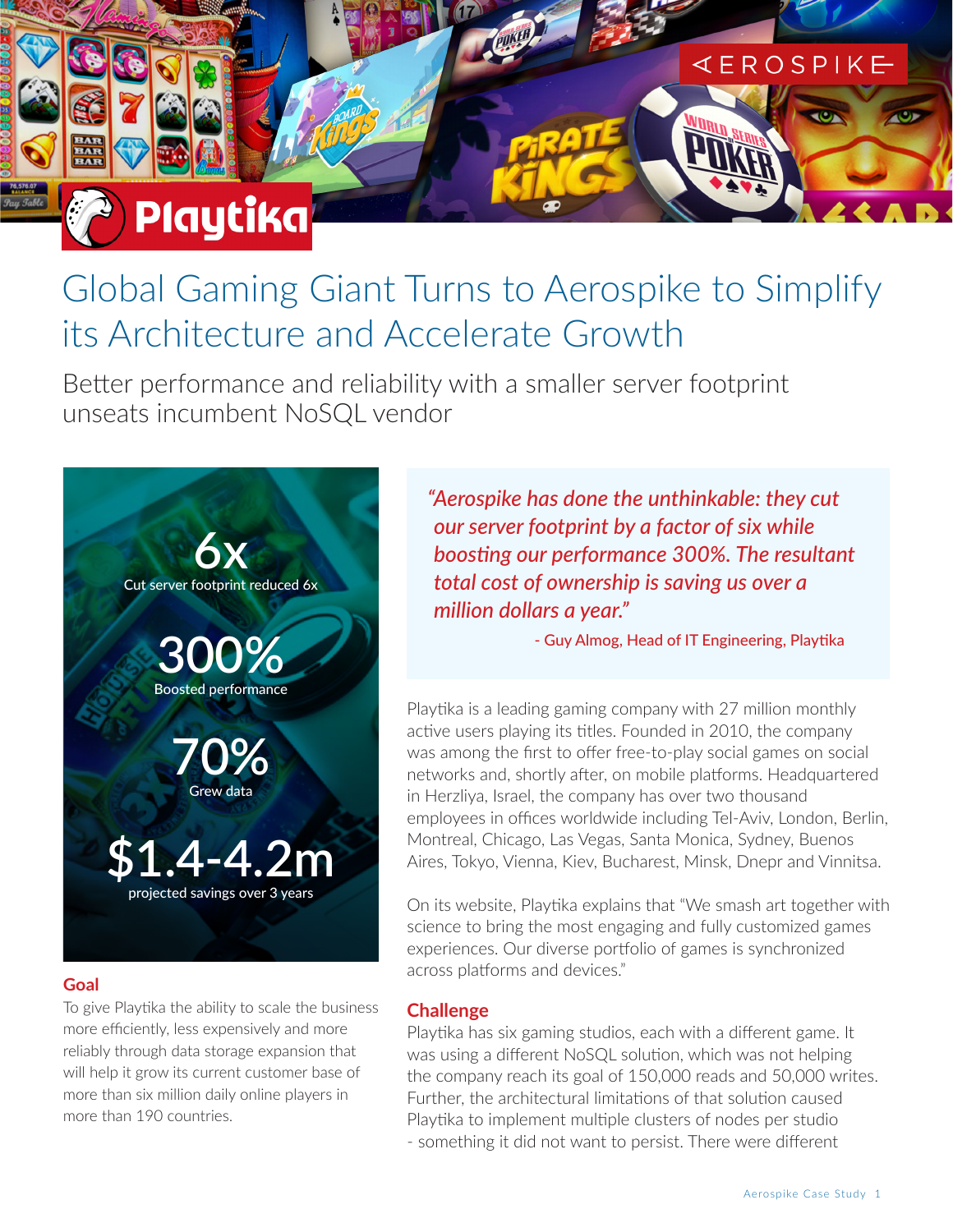# Global Gaming Giant Turns to Aerospike to Simplify its Architecture and Accelerate Growth

## Better performance and reliability with a smaller server footprint unseats incumbent NoSQL vendor

**6x**
Cut server footprint reduced 6x

**300%**
Boosted performance

**70%**
Grew data

**$1.4-4.2m**
projected savings over 3 years

### Goal

To give Playtika the ability to scale the business more efficiently, less expensively and more reliably through data storage expansion that will help it grow its current customer base of more than six million daily online players in more than 190 countries.

> *"Aerospike has done the unthinkable: they cut our server footprint by a factor of six while boosting our performance 300%. The resultant total cost of ownership is saving us over a million dollars a year."*
>
> \- Guy Almog, Head of IT Engineering, Playtika

Playtika is a leading gaming company with 27 million monthly active users playing its titles. Founded in 2010, the company was among the first to offer free-to-play social games on social networks and, shortly after, on mobile platforms. Headquartered in Herzliya, Israel, the company has over two thousand employees in offices worldwide including Tel-Aviv, London, Berlin, Montreal, Chicago, Las Vegas, Santa Monica, Sydney, Buenos Aires, Tokyo, Vienna, Kiev, Bucharest, Minsk, Dnepr and Vinnitsa.

On its website, Playtika explains that "We smash art together with science to bring the most engaging and fully customized games experiences. Our diverse portfolio of games is synchronized across platforms and devices."

### Challenge

Playtika has six gaming studios, each with a different game. It was using a different NoSQL solution, which was not helping the company reach its goal of 150,000 reads and 50,000 writes. Further, the architectural limitations of that solution caused Playtika to implement multiple clusters of nodes per studio - something it did not want to persist. There were different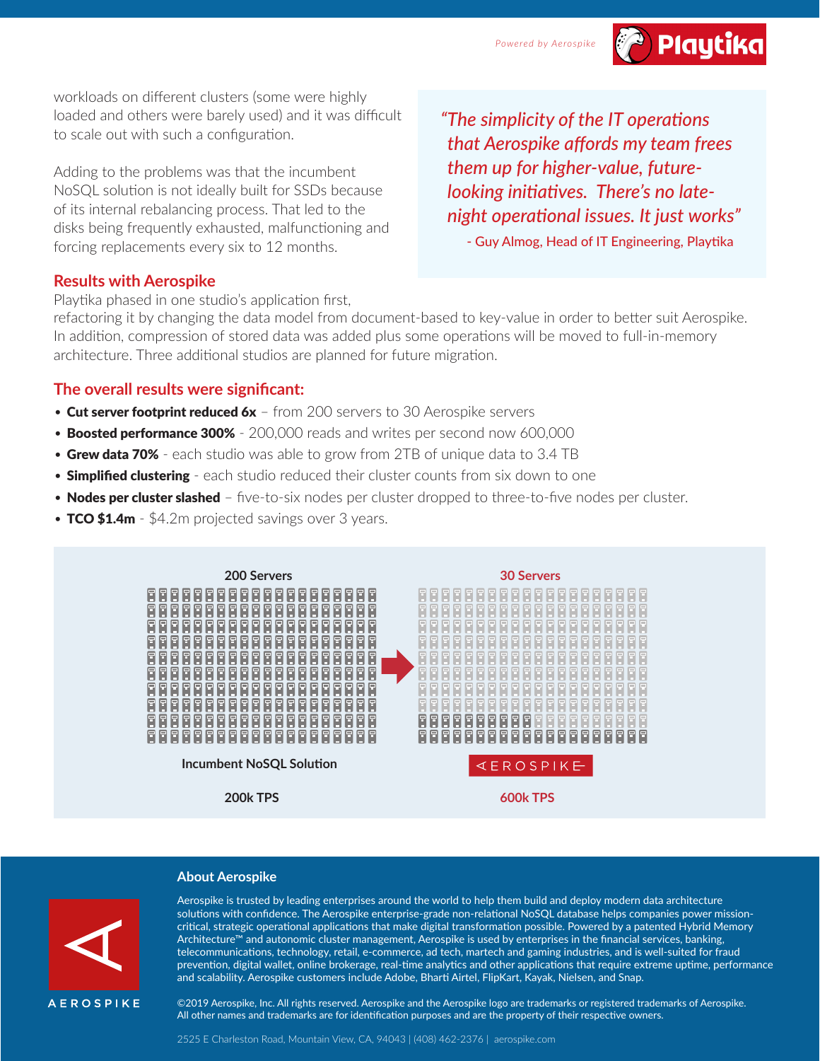workloads on different clusters (some were highly loaded and others were barely used) and it was difficult to scale out with such a configuration.

Adding to the problems was that the incumbent NoSQL solution is not ideally built for SSDs because of its internal rebalancing process. That led to the disks being frequently exhausted, malfunctioning and forcing replacements every six to 12 months.

> *"The simplicity of the IT operations that Aerospike affords my team frees them up for higher-value, future-looking initiatives. There's no late-night operational issues. It just works"*
>
> \- Guy Almog, Head of IT Engineering, Playtika

## Results with Aerospike

Playtika phased in one studio's application first, refactoring it by changing the data model from document-based to key-value in order to better suit Aerospike. In addition, compression of stored data was added plus some operations will be moved to full-in-memory architecture. Three additional studios are planned for future migration.

## The overall results were significant:

- **Cut server footprint reduced 6x** – from 200 servers to 30 Aerospike servers
- **Boosted performance 300%** - 200,000 reads and writes per second now 600,000
- **Grew data 70%** - each studio was able to grow from 2TB of unique data to 3.4 TB
- **Simplified clustering** - each studio reduced their cluster counts from six down to one
- **Nodes per cluster slashed** – five-to-six nodes per cluster dropped to three-to-five nodes per cluster.
- **TCO $1.4m** - $4.2m projected savings over 3 years.

200 Servers

Incumbent NoSQL Solution

200k TPS

30 Servers

AEROSPIKE

600k TPS

### About Aerospike

Aerospike is trusted by leading enterprises around the world to help them build and deploy modern data architecture solutions with confidence. The Aerospike enterprise-grade non-relational NoSQL database helps companies power mission-critical, strategic operational applications that make digital transformation possible. Powered by a patented Hybrid Memory Architecture™ and autonomic cluster management, Aerospike is used by enterprises in the financial services, banking, telecommunications, technology, retail, e-commerce, ad tech, martech and gaming industries, and is well-suited for fraud prevention, digital wallet, online brokerage, real-time analytics and other applications that require extreme uptime, performance and scalability. Aerospike customers include Adobe, Bharti Airtel, FlipKart, Kayak, Nielsen, and Snap.

©2019 Aerospike, Inc. All rights reserved. Aerospike and the Aerospike logo are trademarks or registered trademarks of Aerospike. All other names and trademarks are for identification purposes and are the property of their respective owners.

2525 E Charleston Road, Mountain View, CA, 94043 | (408) 462-2376 | aerospike.com